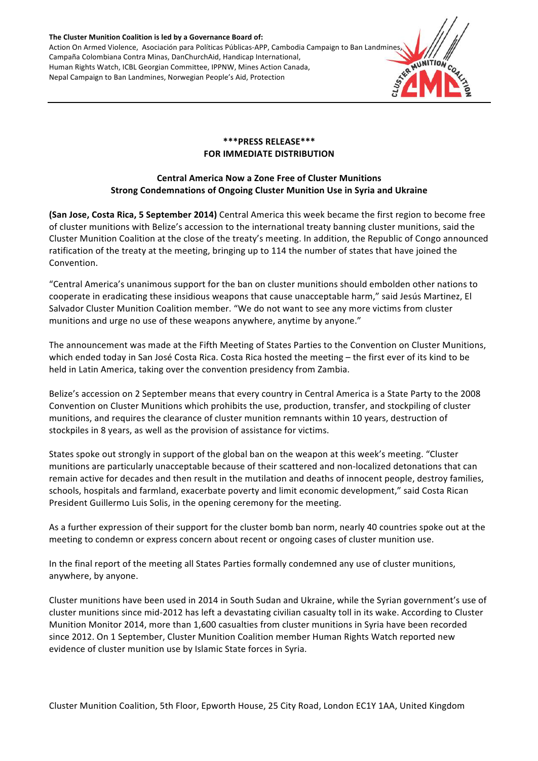**The Cluster Munition Coalition is led by a Governance Board of:**
Action On Armed Violence, Asociación para Políticas Públicas-APP, Cambodia Campaign to Ban Landmines, Campaña Colombiana Contra Minas, DanChurchAid, Handicap International, Human Rights Watch, ICBL Georgian Committee, IPPNW, Mines Action Canada, Nepal Campaign to Ban Landmines, Norwegian People's Aid, Protection

---

**\*\*\*PRESS RELEASE\*\*\***
**FOR IMMEDIATE DISTRIBUTION**

## Central America Now a Zone Free of Cluster Munitions
## Strong Condemnations of Ongoing Cluster Munition Use in Syria and Ukraine

**(San Jose, Costa Rica, 5 September 2014)** Central America this week became the first region to become free of cluster munitions with Belize's accession to the international treaty banning cluster munitions, said the Cluster Munition Coalition at the close of the treaty's meeting. In addition, the Republic of Congo announced ratification of the treaty at the meeting, bringing up to 114 the number of states that have joined the Convention.

"Central America's unanimous support for the ban on cluster munitions should embolden other nations to cooperate in eradicating these insidious weapons that cause unacceptable harm," said Jesús Martinez, El Salvador Cluster Munition Coalition member. "We do not want to see any more victims from cluster munitions and urge no use of these weapons anywhere, anytime by anyone."

The announcement was made at the Fifth Meeting of States Parties to the Convention on Cluster Munitions, which ended today in San José Costa Rica. Costa Rica hosted the meeting – the first ever of its kind to be held in Latin America, taking over the convention presidency from Zambia.

Belize's accession on 2 September means that every country in Central America is a State Party to the 2008 Convention on Cluster Munitions which prohibits the use, production, transfer, and stockpiling of cluster munitions, and requires the clearance of cluster munition remnants within 10 years, destruction of stockpiles in 8 years, as well as the provision of assistance for victims.

States spoke out strongly in support of the global ban on the weapon at this week's meeting. "Cluster munitions are particularly unacceptable because of their scattered and non-localized detonations that can remain active for decades and then result in the mutilation and deaths of innocent people, destroy families, schools, hospitals and farmland, exacerbate poverty and limit economic development," said Costa Rican President Guillermo Luis Solis, in the opening ceremony for the meeting.

As a further expression of their support for the cluster bomb ban norm, nearly 40 countries spoke out at the meeting to condemn or express concern about recent or ongoing cases of cluster munition use.

In the final report of the meeting all States Parties formally condemned any use of cluster munitions, anywhere, by anyone.

Cluster munitions have been used in 2014 in South Sudan and Ukraine, while the Syrian government's use of cluster munitions since mid-2012 has left a devastating civilian casualty toll in its wake. According to Cluster Munition Monitor 2014, more than 1,600 casualties from cluster munitions in Syria have been recorded since 2012. On 1 September, Cluster Munition Coalition member Human Rights Watch reported new evidence of cluster munition use by Islamic State forces in Syria.

Cluster Munition Coalition, 5th Floor, Epworth House, 25 City Road, London EC1Y 1AA, United Kingdom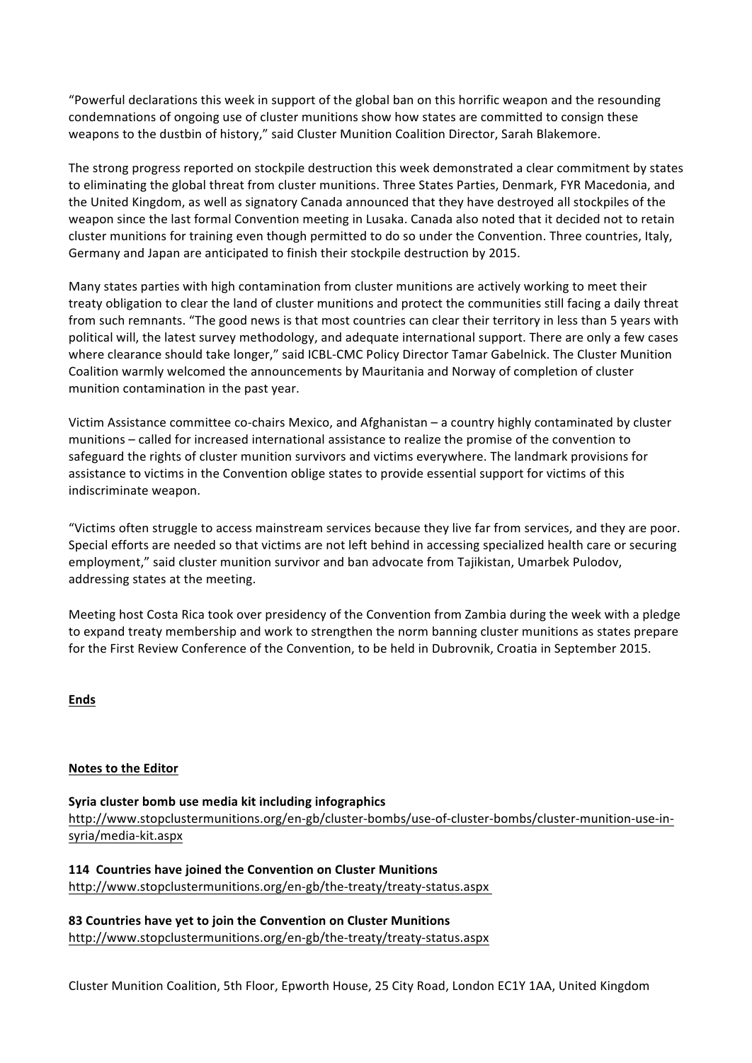"Powerful declarations this week in support of the global ban on this horrific weapon and the resounding condemnations of ongoing use of cluster munitions show how states are committed to consign these weapons to the dustbin of history," said Cluster Munition Coalition Director, Sarah Blakemore.

The strong progress reported on stockpile destruction this week demonstrated a clear commitment by states to eliminating the global threat from cluster munitions. Three States Parties, Denmark, FYR Macedonia, and the United Kingdom, as well as signatory Canada announced that they have destroyed all stockpiles of the weapon since the last formal Convention meeting in Lusaka. Canada also noted that it decided not to retain cluster munitions for training even though permitted to do so under the Convention. Three countries, Italy, Germany and Japan are anticipated to finish their stockpile destruction by 2015.

Many states parties with high contamination from cluster munitions are actively working to meet their treaty obligation to clear the land of cluster munitions and protect the communities still facing a daily threat from such remnants. "The good news is that most countries can clear their territory in less than 5 years with political will, the latest survey methodology, and adequate international support. There are only a few cases where clearance should take longer," said ICBL-CMC Policy Director Tamar Gabelnick. The Cluster Munition Coalition warmly welcomed the announcements by Mauritania and Norway of completion of cluster munition contamination in the past year.

Victim Assistance committee co-chairs Mexico, and Afghanistan – a country highly contaminated by cluster munitions – called for increased international assistance to realize the promise of the convention to safeguard the rights of cluster munition survivors and victims everywhere. The landmark provisions for assistance to victims in the Convention oblige states to provide essential support for victims of this indiscriminate weapon.

"Victims often struggle to access mainstream services because they live far from services, and they are poor. Special efforts are needed so that victims are not left behind in accessing specialized health care or securing employment," said cluster munition survivor and ban advocate from Tajikistan, Umarbek Pulodov, addressing states at the meeting.

Meeting host Costa Rica took over presidency of the Convention from Zambia during the week with a pledge to expand treaty membership and work to strengthen the norm banning cluster munitions as states prepare for the First Review Conference of the Convention, to be held in Dubrovnik, Croatia in September 2015.

**Ends**

**Notes to the Editor**

**Syria cluster bomb use media kit including infographics**
http://www.stopclustermunitions.org/en-gb/cluster-bombs/use-of-cluster-bombs/cluster-munition-use-in-syria/media-kit.aspx

**114 Countries have joined the Convention on Cluster Munitions**
http://www.stopclustermunitions.org/en-gb/the-treaty/treaty-status.aspx

**83 Countries have yet to join the Convention on Cluster Munitions**
http://www.stopclustermunitions.org/en-gb/the-treaty/treaty-status.aspx

Cluster Munition Coalition, 5th Floor, Epworth House, 25 City Road, London EC1Y 1AA, United Kingdom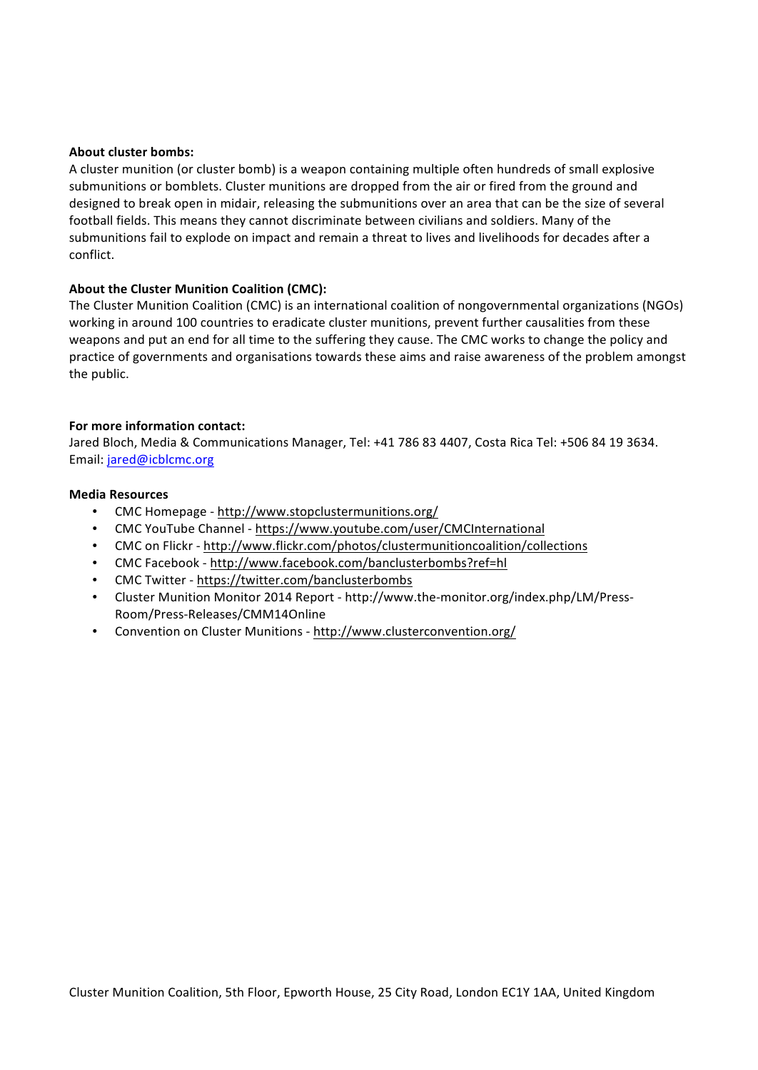**About cluster bombs:**
A cluster munition (or cluster bomb) is a weapon containing multiple often hundreds of small explosive submunitions or bomblets. Cluster munitions are dropped from the air or fired from the ground and designed to break open in midair, releasing the submunitions over an area that can be the size of several football fields. This means they cannot discriminate between civilians and soldiers. Many of the submunitions fail to explode on impact and remain a threat to lives and livelihoods for decades after a conflict.

**About the Cluster Munition Coalition (CMC):**
The Cluster Munition Coalition (CMC) is an international coalition of nongovernmental organizations (NGOs) working in around 100 countries to eradicate cluster munitions, prevent further causalities from these weapons and put an end for all time to the suffering they cause. The CMC works to change the policy and practice of governments and organisations towards these aims and raise awareness of the problem amongst the public.

**For more information contact:**
Jared Bloch, Media & Communications Manager, Tel: +41 786 83 4407, Costa Rica Tel: +506 84 19 3634. Email: jared@icblcmc.org

**Media Resources**

- CMC Homepage - http://www.stopclustermunitions.org/
- CMC YouTube Channel - https://www.youtube.com/user/CMCInternational
- CMC on Flickr - http://www.flickr.com/photos/clustermunitioncoalition/collections
- CMC Facebook - http://www.facebook.com/banclusterbombs?ref=hl
- CMC Twitter - https://twitter.com/banclusterbombs
- Cluster Munition Monitor 2014 Report - http://www.the-monitor.org/index.php/LM/Press-Room/Press-Releases/CMM14Online
- Convention on Cluster Munitions - http://www.clusterconvention.org/

Cluster Munition Coalition, 5th Floor, Epworth House, 25 City Road, London EC1Y 1AA, United Kingdom